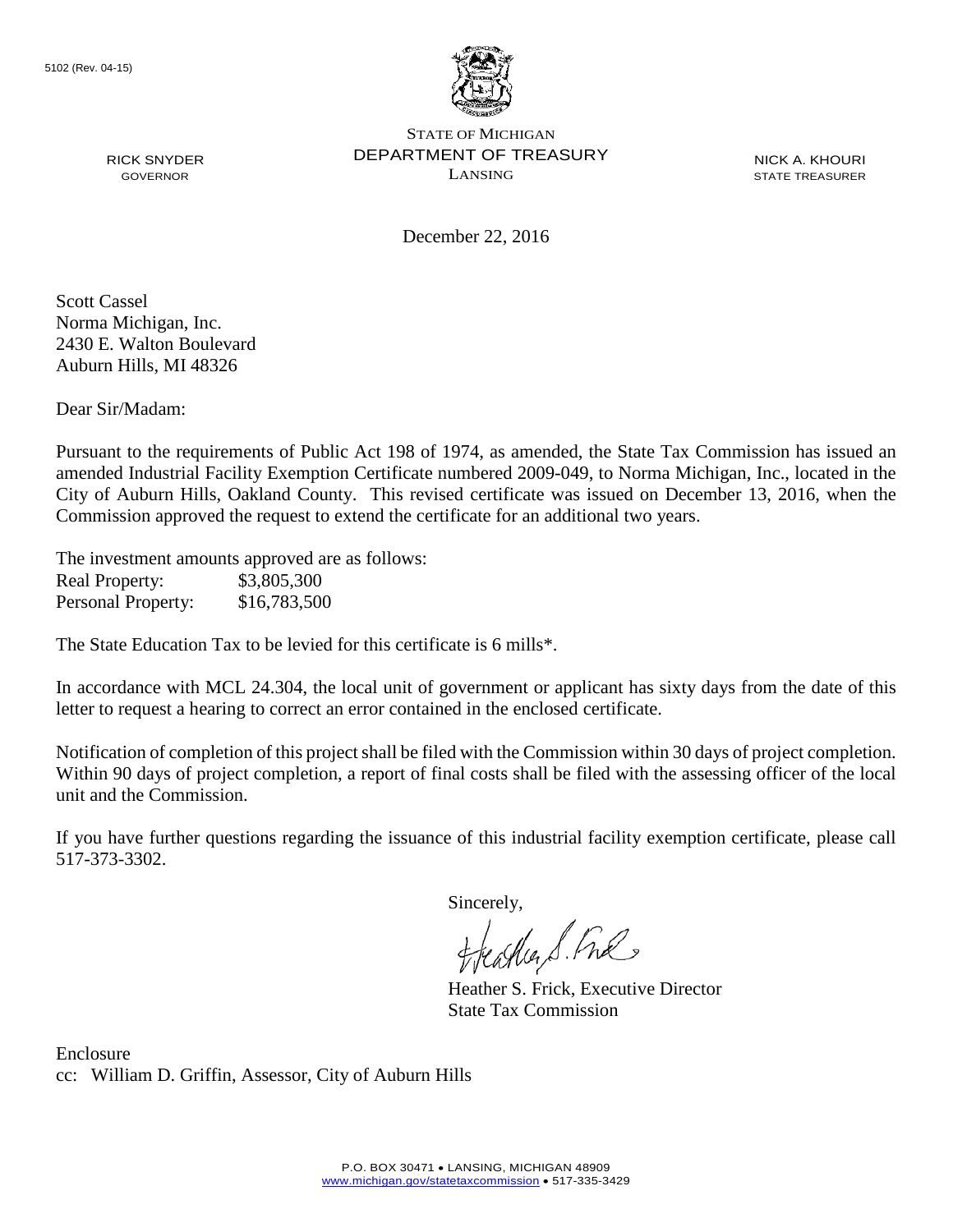5102 (Rev. 04-15)

STATE OF MICHIGAN
DEPARTMENT OF TREASURY
LANSING

RICK SNYDER
GOVERNOR

NICK A. KHOURI
STATE TREASURER

December 22, 2016

Scott Cassel
Norma Michigan, Inc.
2430 E. Walton Boulevard
Auburn Hills, MI 48326

Dear Sir/Madam:

Pursuant to the requirements of Public Act 198 of 1974, as amended, the State Tax Commission has issued an amended Industrial Facility Exemption Certificate numbered 2009-049, to Norma Michigan, Inc., located in the City of Auburn Hills, Oakland County. This revised certificate was issued on December 13, 2016, when the Commission approved the request to extend the certificate for an additional two years.

The investment amounts approved are as follows:

| | |
|---|---|
| Real Property: | $3,805,300 |
| Personal Property: | $16,783,500 |

The State Education Tax to be levied for this certificate is 6 mills*.

In accordance with MCL 24.304, the local unit of government or applicant has sixty days from the date of this letter to request a hearing to correct an error contained in the enclosed certificate.

Notification of completion of this project shall be filed with the Commission within 30 days of project completion. Within 90 days of project completion, a report of final costs shall be filed with the assessing officer of the local unit and the Commission.

If you have further questions regarding the issuance of this industrial facility exemption certificate, please call 517-373-3302.

Sincerely,

Heather S. Frick, Executive Director
State Tax Commission

Enclosure
cc: William D. Griffin, Assessor, City of Auburn Hills

P.O. BOX 30471 • LANSING, MICHIGAN 48909
www.michigan.gov/statetaxcommission • 517-335-3429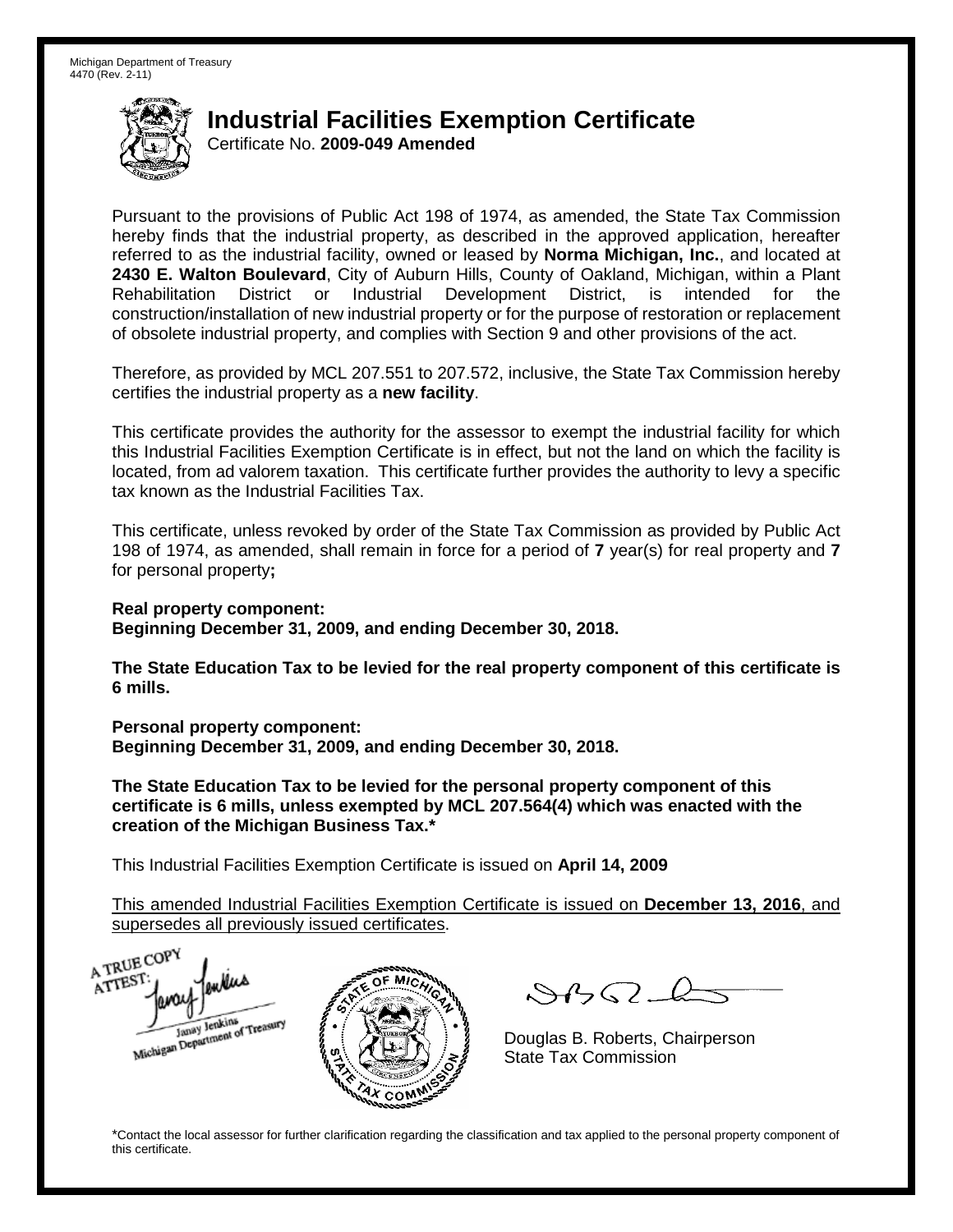Michigan Department of Treasury
4470 (Rev. 2-11)

# Industrial Facilities Exemption Certificate

Certificate No. **2009-049 Amended**

Pursuant to the provisions of Public Act 198 of 1974, as amended, the State Tax Commission hereby finds that the industrial property, as described in the approved application, hereafter referred to as the industrial facility, owned or leased by **Norma Michigan, Inc.**, and located at **2430 E. Walton Boulevard**, City of Auburn Hills, County of Oakland, Michigan, within a Plant Rehabilitation District or Industrial Development District, is intended for the construction/installation of new industrial property or for the purpose of restoration or replacement of obsolete industrial property, and complies with Section 9 and other provisions of the act.

Therefore, as provided by MCL 207.551 to 207.572, inclusive, the State Tax Commission hereby certifies the industrial property as a **new facility**.

This certificate provides the authority for the assessor to exempt the industrial facility for which this Industrial Facilities Exemption Certificate is in effect, but not the land on which the facility is located, from ad valorem taxation. This certificate further provides the authority to levy a specific tax known as the Industrial Facilities Tax.

This certificate, unless revoked by order of the State Tax Commission as provided by Public Act 198 of 1974, as amended, shall remain in force for a period of **7** year(s) for real property and **7** for personal property**;**

**Real property component:**
**Beginning December 31, 2009, and ending December 30, 2018.**

**The State Education Tax to be levied for the real property component of this certificate is 6 mills.**

**Personal property component:**
**Beginning December 31, 2009, and ending December 30, 2018.**

**The State Education Tax to be levied for the personal property component of this certificate is 6 mills, unless exempted by MCL 207.564(4) which was enacted with the creation of the Michigan Business Tax.***

This Industrial Facilities Exemption Certificate is issued on **April 14, 2009**

This amended Industrial Facilities Exemption Certificate is issued on **December 13, 2016**, and supersedes all previously issued certificates.

A TRUE COPY
ATTEST:
Janay Jenkins
Michigan Department of Treasury

Douglas B. Roberts, Chairperson
State Tax Commission

*Contact the local assessor for further clarification regarding the classification and tax applied to the personal property component of this certificate.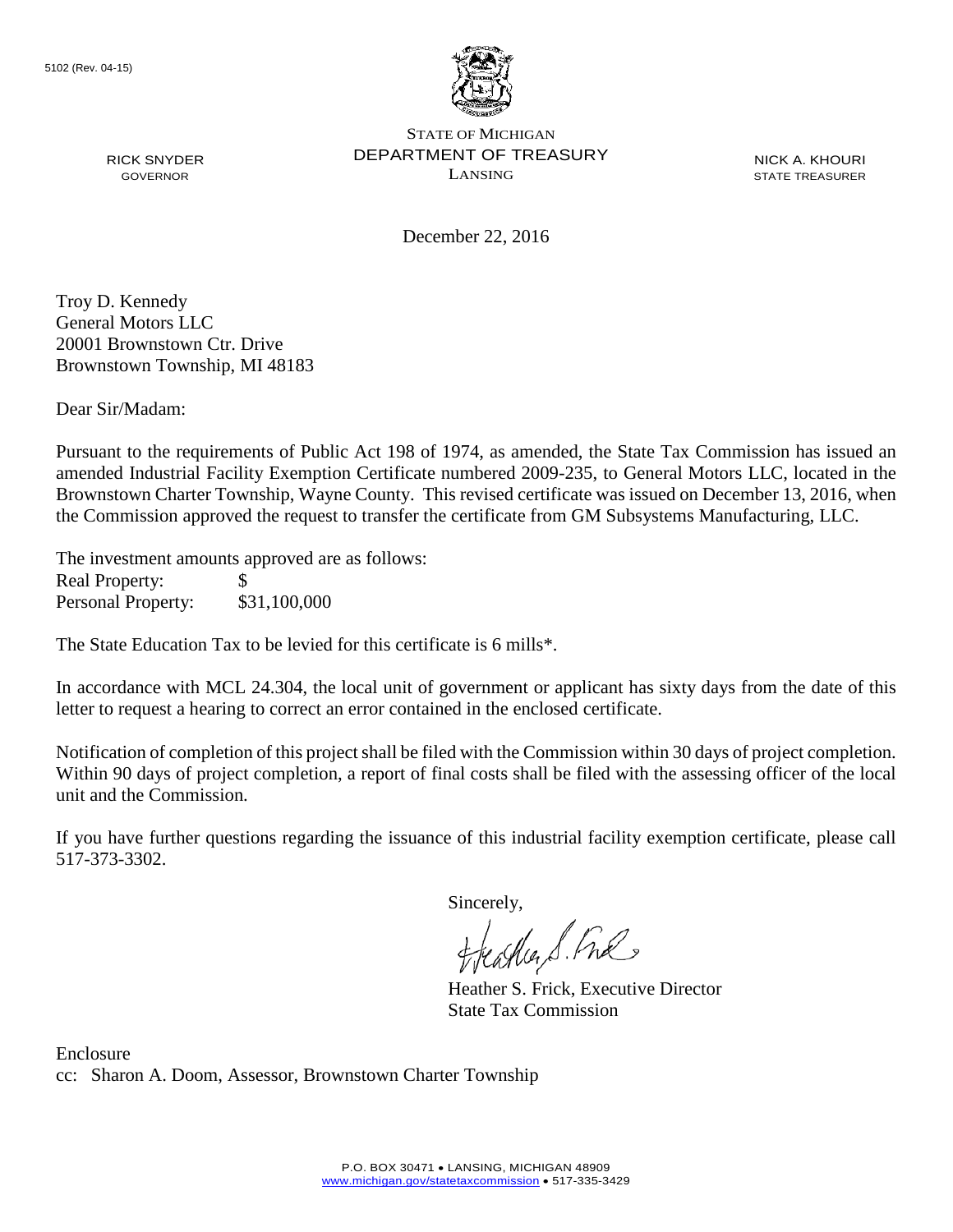5102 (Rev. 04-15)

STATE OF MICHIGAN
DEPARTMENT OF TREASURY
LANSING

RICK SNYDER
GOVERNOR

NICK A. KHOURI
STATE TREASURER

December 22, 2016

Troy D. Kennedy
General Motors LLC
20001 Brownstown Ctr. Drive
Brownstown Township, MI 48183

Dear Sir/Madam:

Pursuant to the requirements of Public Act 198 of 1974, as amended, the State Tax Commission has issued an amended Industrial Facility Exemption Certificate numbered 2009-235, to General Motors LLC, located in the Brownstown Charter Township, Wayne County. This revised certificate was issued on December 13, 2016, when the Commission approved the request to transfer the certificate from GM Subsystems Manufacturing, LLC.

The investment amounts approved are as follows:

| | |
|---|---|
| Real Property: | $ |
| Personal Property: | $31,100,000 |

The State Education Tax to be levied for this certificate is 6 mills*.

In accordance with MCL 24.304, the local unit of government or applicant has sixty days from the date of this letter to request a hearing to correct an error contained in the enclosed certificate.

Notification of completion of this project shall be filed with the Commission within 30 days of project completion. Within 90 days of project completion, a report of final costs shall be filed with the assessing officer of the local unit and the Commission.

If you have further questions regarding the issuance of this industrial facility exemption certificate, please call 517-373-3302.

Sincerely,

Heather S. Frick, Executive Director
State Tax Commission

Enclosure
cc: Sharon A. Doom, Assessor, Brownstown Charter Township

P.O. BOX 30471 • LANSING, MICHIGAN 48909
www.michigan.gov/statetaxcommission • 517-335-3429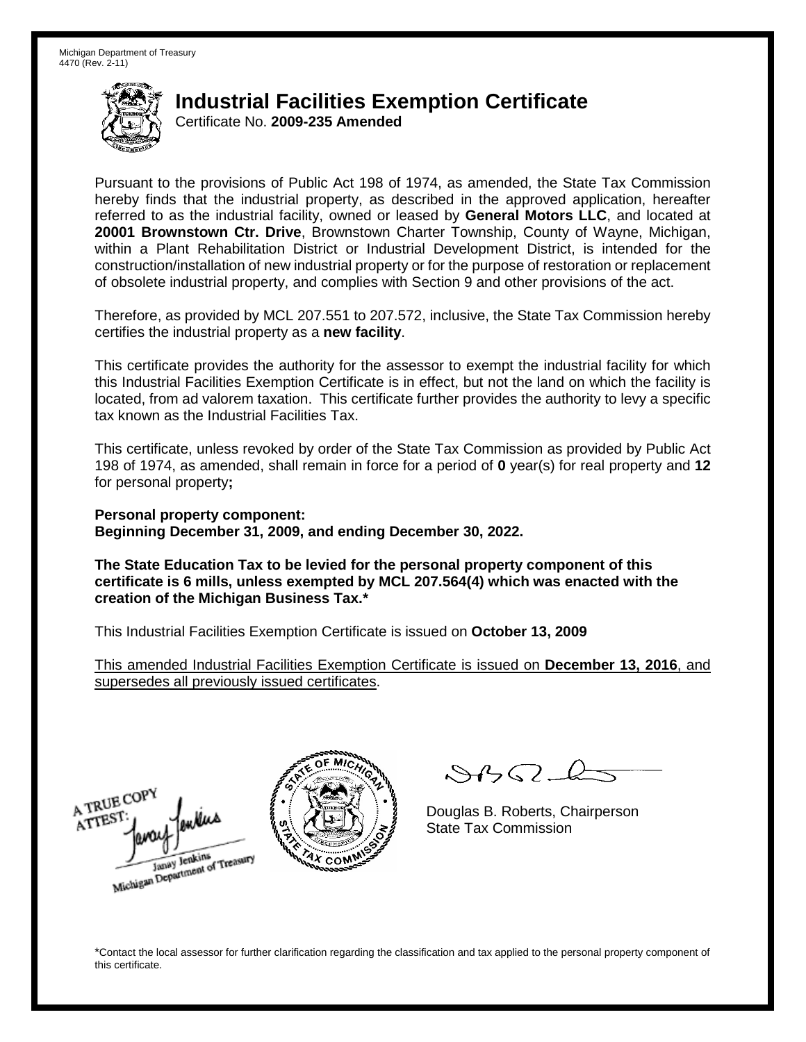Michigan Department of Treasury
4470 (Rev. 2-11)

# Industrial Facilities Exemption Certificate

Certificate No. **2009-235 Amended**

Pursuant to the provisions of Public Act 198 of 1974, as amended, the State Tax Commission hereby finds that the industrial property, as described in the approved application, hereafter referred to as the industrial facility, owned or leased by **General Motors LLC**, and located at **20001 Brownstown Ctr. Drive**, Brownstown Charter Township, County of Wayne, Michigan, within a Plant Rehabilitation District or Industrial Development District, is intended for the construction/installation of new industrial property or for the purpose of restoration or replacement of obsolete industrial property, and complies with Section 9 and other provisions of the act.

Therefore, as provided by MCL 207.551 to 207.572, inclusive, the State Tax Commission hereby certifies the industrial property as a **new facility**.

This certificate provides the authority for the assessor to exempt the industrial facility for which this Industrial Facilities Exemption Certificate is in effect, but not the land on which the facility is located, from ad valorem taxation. This certificate further provides the authority to levy a specific tax known as the Industrial Facilities Tax.

This certificate, unless revoked by order of the State Tax Commission as provided by Public Act 198 of 1974, as amended, shall remain in force for a period of **0** year(s) for real property and **12** for personal property**;**

**Personal property component:**
**Beginning December 31, 2009, and ending December 30, 2022.**

**The State Education Tax to be levied for the personal property component of this certificate is 6 mills, unless exempted by MCL 207.564(4) which was enacted with the creation of the Michigan Business Tax.***

This Industrial Facilities Exemption Certificate is issued on **October 13, 2009**

This amended Industrial Facilities Exemption Certificate is issued on **December 13, 2016**, and supersedes all previously issued certificates.

A TRUE COPY
ATTEST:
Janay Jenkins
Michigan Department of Treasury

Douglas B. Roberts, Chairperson
State Tax Commission

*Contact the local assessor for further clarification regarding the classification and tax applied to the personal property component of this certificate.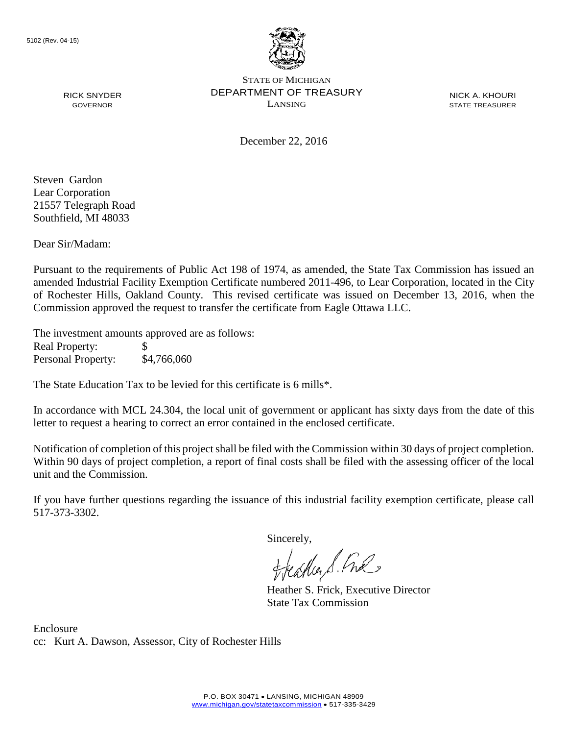5102 (Rev. 04-15)

STATE OF MICHIGAN
DEPARTMENT OF TREASURY
LANSING

RICK SNYDER
GOVERNOR

NICK A. KHOURI
STATE TREASURER

December 22, 2016

Steven Gardon
Lear Corporation
21557 Telegraph Road
Southfield, MI 48033

Dear Sir/Madam:

Pursuant to the requirements of Public Act 198 of 1974, as amended, the State Tax Commission has issued an amended Industrial Facility Exemption Certificate numbered 2011-496, to Lear Corporation, located in the City of Rochester Hills, Oakland County. This revised certificate was issued on December 13, 2016, when the Commission approved the request to transfer the certificate from Eagle Ottawa LLC.

The investment amounts approved are as follows:

| | |
|---|---|
| Real Property: | $ |
| Personal Property: | $4,766,060 |

The State Education Tax to be levied for this certificate is 6 mills*.

In accordance with MCL 24.304, the local unit of government or applicant has sixty days from the date of this letter to request a hearing to correct an error contained in the enclosed certificate.

Notification of completion of this project shall be filed with the Commission within 30 days of project completion. Within 90 days of project completion, a report of final costs shall be filed with the assessing officer of the local unit and the Commission.

If you have further questions regarding the issuance of this industrial facility exemption certificate, please call 517-373-3302.

Sincerely,

Heather S. Frick, Executive Director
State Tax Commission

Enclosure
cc: Kurt A. Dawson, Assessor, City of Rochester Hills

P.O. BOX 30471 • LANSING, MICHIGAN 48909
www.michigan.gov/statetaxcommission • 517-335-3429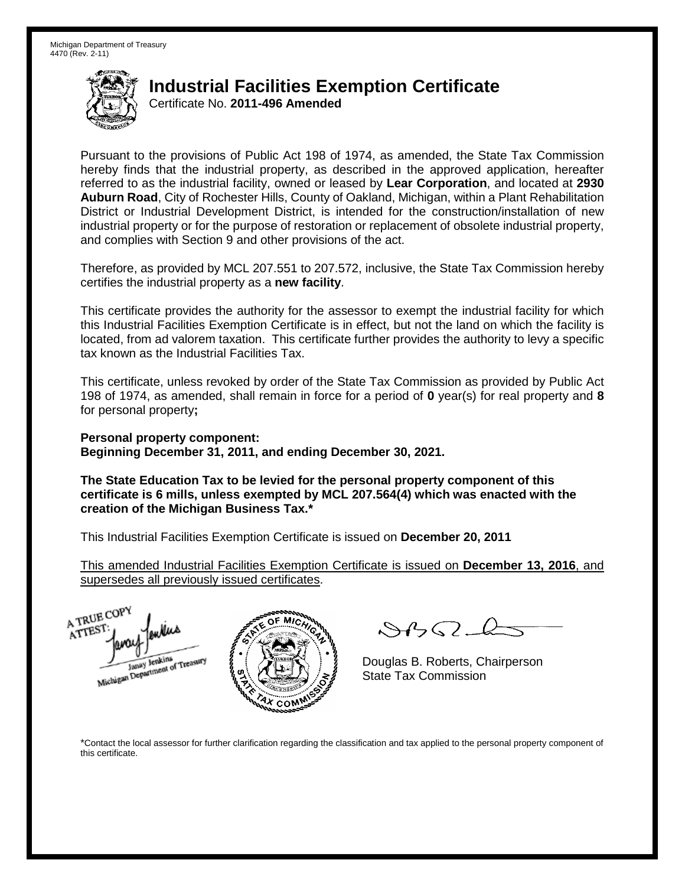Michigan Department of Treasury
4470 (Rev. 2-11)

# Industrial Facilities Exemption Certificate

Certificate No. **2011-496 Amended**

Pursuant to the provisions of Public Act 198 of 1974, as amended, the State Tax Commission hereby finds that the industrial property, as described in the approved application, hereafter referred to as the industrial facility, owned or leased by **Lear Corporation**, and located at **2930 Auburn Road**, City of Rochester Hills, County of Oakland, Michigan, within a Plant Rehabilitation District or Industrial Development District, is intended for the construction/installation of new industrial property or for the purpose of restoration or replacement of obsolete industrial property, and complies with Section 9 and other provisions of the act.

Therefore, as provided by MCL 207.551 to 207.572, inclusive, the State Tax Commission hereby certifies the industrial property as a **new facility**.

This certificate provides the authority for the assessor to exempt the industrial facility for which this Industrial Facilities Exemption Certificate is in effect, but not the land on which the facility is located, from ad valorem taxation. This certificate further provides the authority to levy a specific tax known as the Industrial Facilities Tax.

This certificate, unless revoked by order of the State Tax Commission as provided by Public Act 198 of 1974, as amended, shall remain in force for a period of **0** year(s) for real property and **8** for personal property**;**

**Personal property component:**
**Beginning December 31, 2011, and ending December 30, 2021.**

**The State Education Tax to be levied for the personal property component of this certificate is 6 mills, unless exempted by MCL 207.564(4) which was enacted with the creation of the Michigan Business Tax.***

This Industrial Facilities Exemption Certificate is issued on **December 20, 2011**

This amended Industrial Facilities Exemption Certificate is issued on **December 13, 2016**, and supersedes all previously issued certificates.

A TRUE COPY
ATTEST:
Janay Jenkins
Michigan Department of Treasury

Douglas B. Roberts, Chairperson
State Tax Commission

*Contact the local assessor for further clarification regarding the classification and tax applied to the personal property component of this certificate.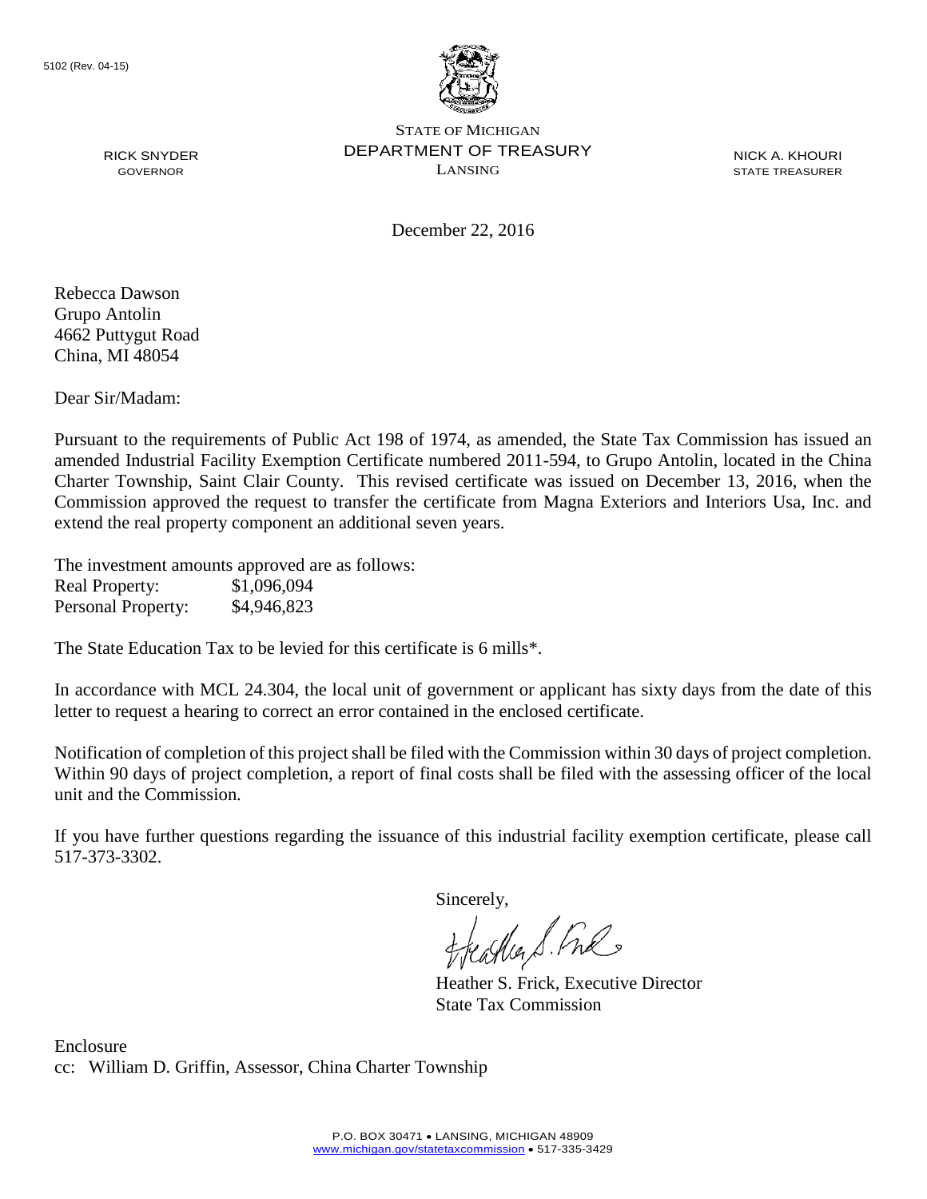5102 (Rev. 04-15)

STATE OF MICHIGAN
DEPARTMENT OF TREASURY
LANSING

RICK SNYDER
GOVERNOR

NICK A. KHOURI
STATE TREASURER

December 22, 2016

Rebecca Dawson
Grupo Antolin
4662 Puttygut Road
China, MI 48054

Dear Sir/Madam:

Pursuant to the requirements of Public Act 198 of 1974, as amended, the State Tax Commission has issued an amended Industrial Facility Exemption Certificate numbered 2011-594, to Grupo Antolin, located in the China Charter Township, Saint Clair County. This revised certificate was issued on December 13, 2016, when the Commission approved the request to transfer the certificate from Magna Exteriors and Interiors Usa, Inc. and extend the real property component an additional seven years.

The investment amounts approved are as follows:

| | |
|---|---|
| Real Property: | $1,096,094 |
| Personal Property: | $4,946,823 |

The State Education Tax to be levied for this certificate is 6 mills*.

In accordance with MCL 24.304, the local unit of government or applicant has sixty days from the date of this letter to request a hearing to correct an error contained in the enclosed certificate.

Notification of completion of this project shall be filed with the Commission within 30 days of project completion. Within 90 days of project completion, a report of final costs shall be filed with the assessing officer of the local unit and the Commission.

If you have further questions regarding the issuance of this industrial facility exemption certificate, please call 517-373-3302.

Sincerely,

Heather S. Frick, Executive Director
State Tax Commission

Enclosure
cc: William D. Griffin, Assessor, China Charter Township

P.O. BOX 30471 • LANSING, MICHIGAN 48909
www.michigan.gov/statetaxcommission • 517-335-3429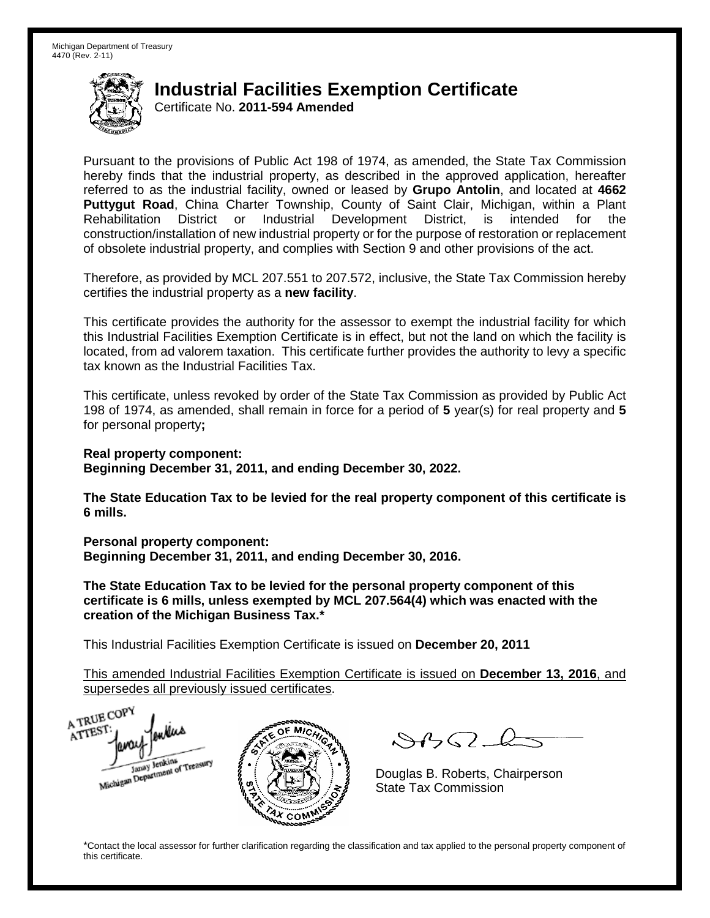Michigan Department of Treasury
4470 (Rev. 2-11)

# Industrial Facilities Exemption Certificate

Certificate No. **2011-594 Amended**

Pursuant to the provisions of Public Act 198 of 1974, as amended, the State Tax Commission hereby finds that the industrial property, as described in the approved application, hereafter referred to as the industrial facility, owned or leased by **Grupo Antolin**, and located at **4662 Puttygut Road**, China Charter Township, County of Saint Clair, Michigan, within a Plant Rehabilitation District or Industrial Development District, is intended for the construction/installation of new industrial property or for the purpose of restoration or replacement of obsolete industrial property, and complies with Section 9 and other provisions of the act.

Therefore, as provided by MCL 207.551 to 207.572, inclusive, the State Tax Commission hereby certifies the industrial property as a **new facility**.

This certificate provides the authority for the assessor to exempt the industrial facility for which this Industrial Facilities Exemption Certificate is in effect, but not the land on which the facility is located, from ad valorem taxation. This certificate further provides the authority to levy a specific tax known as the Industrial Facilities Tax.

This certificate, unless revoked by order of the State Tax Commission as provided by Public Act 198 of 1974, as amended, shall remain in force for a period of **5** year(s) for real property and **5** for personal property**;**

**Real property component:**
**Beginning December 31, 2011, and ending December 30, 2022.**

**The State Education Tax to be levied for the real property component of this certificate is 6 mills.**

**Personal property component:**
**Beginning December 31, 2011, and ending December 30, 2016.**

**The State Education Tax to be levied for the personal property component of this certificate is 6 mills, unless exempted by MCL 207.564(4) which was enacted with the creation of the Michigan Business Tax.***

This Industrial Facilities Exemption Certificate is issued on **December 20, 2011**

This amended Industrial Facilities Exemption Certificate is issued on **December 13, 2016**, and supersedes all previously issued certificates.

A TRUE COPY
ATTEST:
Janay Jenkins
Michigan Department of Treasury

Douglas B. Roberts, Chairperson
State Tax Commission

*Contact the local assessor for further clarification regarding the classification and tax applied to the personal property component of this certificate.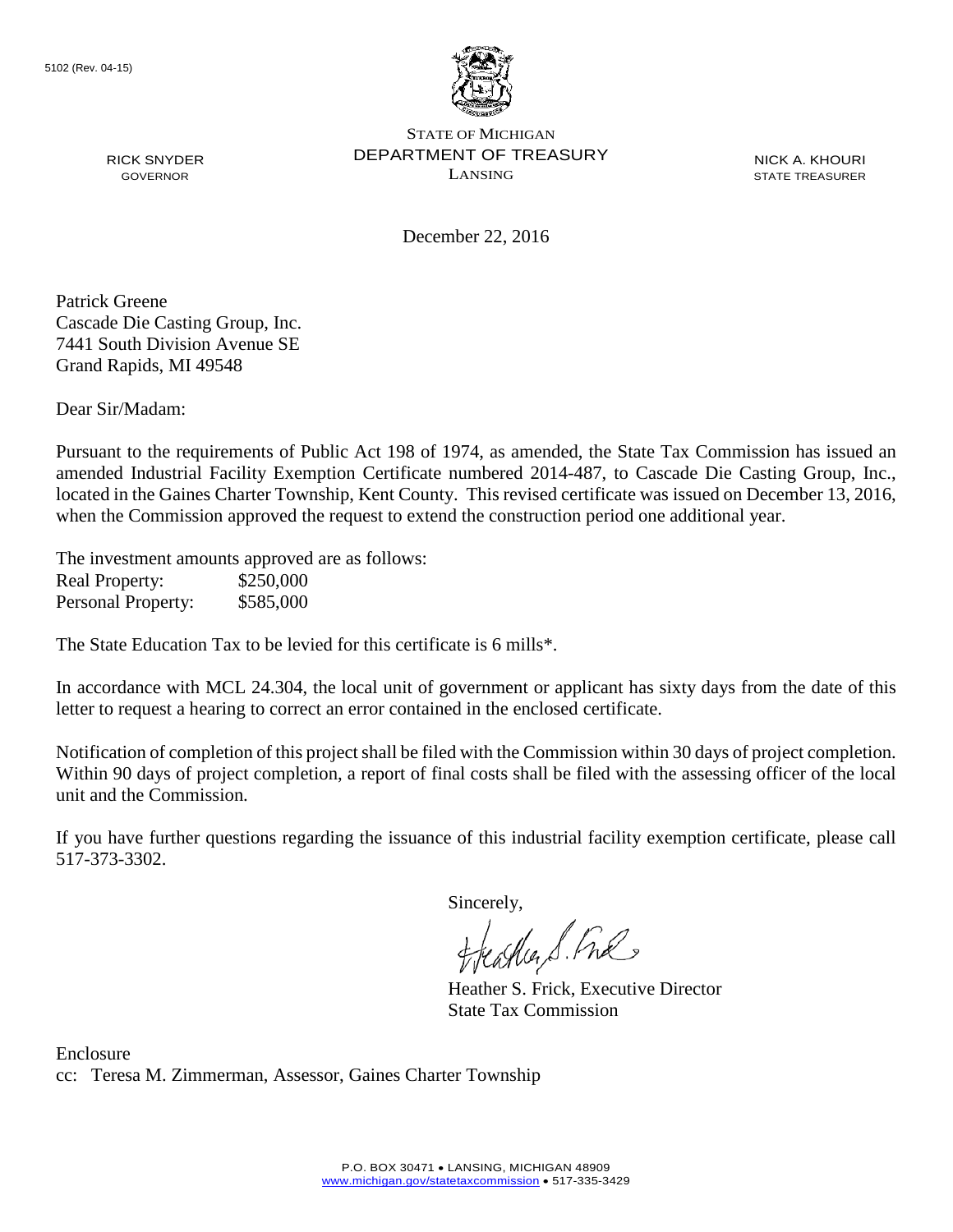5102 (Rev. 04-15)

STATE OF MICHIGAN
DEPARTMENT OF TREASURY
LANSING

RICK SNYDER
GOVERNOR

NICK A. KHOURI
STATE TREASURER

December 22, 2016

Patrick Greene
Cascade Die Casting Group, Inc.
7441 South Division Avenue SE
Grand Rapids, MI 49548

Dear Sir/Madam:

Pursuant to the requirements of Public Act 198 of 1974, as amended, the State Tax Commission has issued an amended Industrial Facility Exemption Certificate numbered 2014-487, to Cascade Die Casting Group, Inc., located in the Gaines Charter Township, Kent County. This revised certificate was issued on December 13, 2016, when the Commission approved the request to extend the construction period one additional year.

The investment amounts approved are as follows:

| | |
|---|---|
| Real Property: | $250,000 |
| Personal Property: | $585,000 |

The State Education Tax to be levied for this certificate is 6 mills*.

In accordance with MCL 24.304, the local unit of government or applicant has sixty days from the date of this letter to request a hearing to correct an error contained in the enclosed certificate.

Notification of completion of this project shall be filed with the Commission within 30 days of project completion. Within 90 days of project completion, a report of final costs shall be filed with the assessing officer of the local unit and the Commission.

If you have further questions regarding the issuance of this industrial facility exemption certificate, please call 517-373-3302.

Sincerely,

Heather S. Frick, Executive Director
State Tax Commission

Enclosure
cc: Teresa M. Zimmerman, Assessor, Gaines Charter Township

P.O. BOX 30471 • LANSING, MICHIGAN 48909
www.michigan.gov/statetaxcommission • 517-335-3429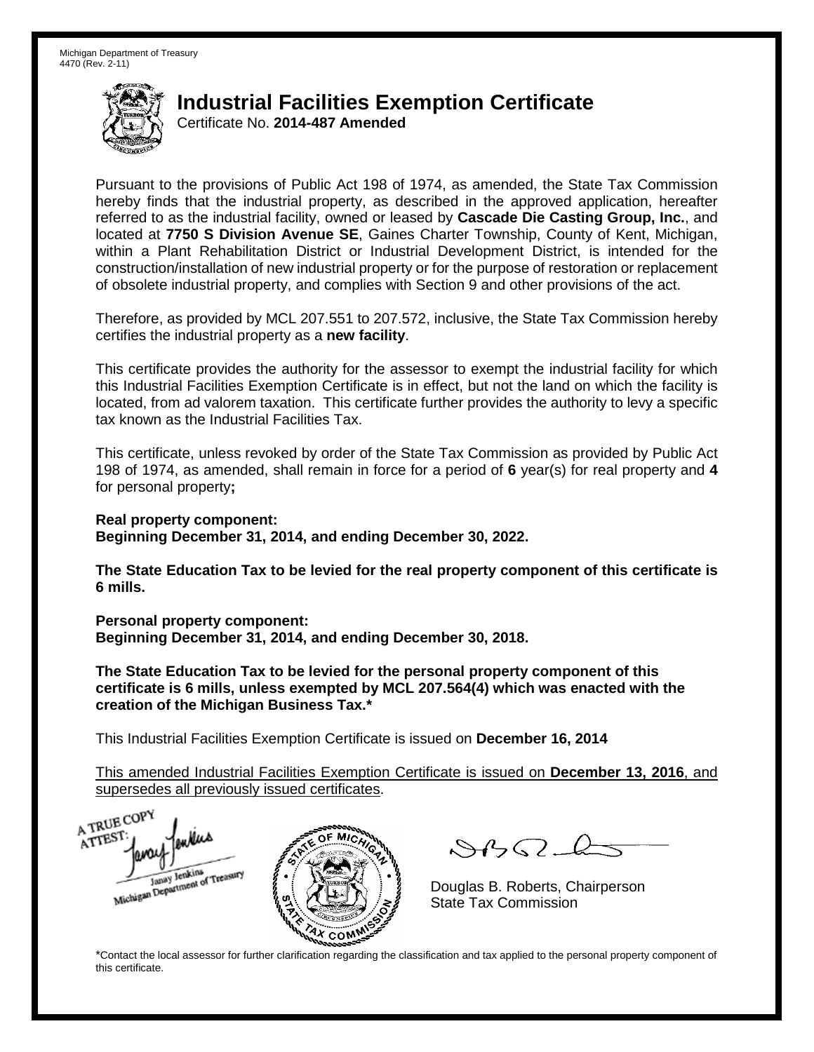Michigan Department of Treasury
4470 (Rev. 2-11)

# Industrial Facilities Exemption Certificate

Certificate No. **2014-487 Amended**

Pursuant to the provisions of Public Act 198 of 1974, as amended, the State Tax Commission hereby finds that the industrial property, as described in the approved application, hereafter referred to as the industrial facility, owned or leased by **Cascade Die Casting Group, Inc.**, and located at **7750 S Division Avenue SE**, Gaines Charter Township, County of Kent, Michigan, within a Plant Rehabilitation District or Industrial Development District, is intended for the construction/installation of new industrial property or for the purpose of restoration or replacement of obsolete industrial property, and complies with Section 9 and other provisions of the act.

Therefore, as provided by MCL 207.551 to 207.572, inclusive, the State Tax Commission hereby certifies the industrial property as a **new facility**.

This certificate provides the authority for the assessor to exempt the industrial facility for which this Industrial Facilities Exemption Certificate is in effect, but not the land on which the facility is located, from ad valorem taxation. This certificate further provides the authority to levy a specific tax known as the Industrial Facilities Tax.

This certificate, unless revoked by order of the State Tax Commission as provided by Public Act 198 of 1974, as amended, shall remain in force for a period of **6** year(s) for real property and **4** for personal property**;**

**Real property component:**
**Beginning December 31, 2014, and ending December 30, 2022.**

**The State Education Tax to be levied for the real property component of this certificate is 6 mills.**

**Personal property component:**
**Beginning December 31, 2014, and ending December 30, 2018.**

**The State Education Tax to be levied for the personal property component of this certificate is 6 mills, unless exempted by MCL 207.564(4) which was enacted with the creation of the Michigan Business Tax.***

This Industrial Facilities Exemption Certificate is issued on **December 16, 2014**

This amended Industrial Facilities Exemption Certificate is issued on **December 13, 2016**, and supersedes all previously issued certificates.

A TRUE COPY
ATTEST:
Janay Jenkins
Michigan Department of Treasury

Douglas B. Roberts, Chairperson
State Tax Commission

*Contact the local assessor for further clarification regarding the classification and tax applied to the personal property component of this certificate.